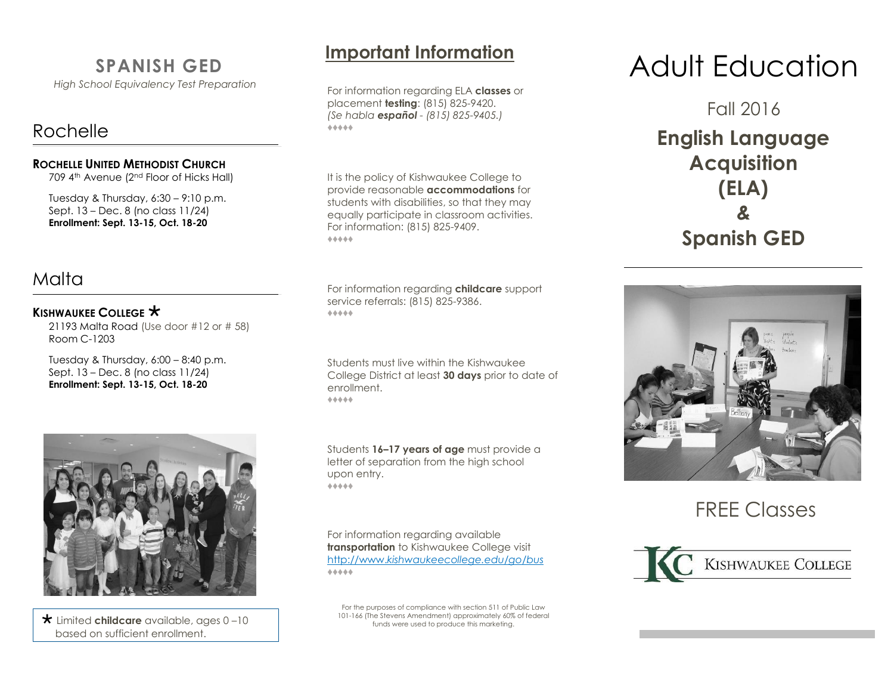## SPANISH GED

*High School Equivalency Test Preparation*

### Rochelle

**ROCHELLE UNITED METHODIST CHURCH**
709 4th Avenue (2nd Floor of Hicks Hall)

Tuesday & Thursday, 6:30 – 9:10 p.m.
Sept. 13 – Dec. 8 (no class 11/24)
**Enrollment: Sept. 13-15, Oct. 18-20**

### Malta

**KISHWAUKEE COLLEGE** *
21193 Malta Road (Use door #12 or # 58)
Room C-1203

Tuesday & Thursday, 6:00 – 8:40 p.m.
Sept. 13 – Dec. 8 (no class 11/24)
**Enrollment: Sept. 13-15, Oct. 18-20**

* Limited **childcare** available, ages 0 –10 based on sufficient enrollment.

## Important Information

For information regarding ELA **classes** or placement **testing**: (815) 825-9420.
*(Se habla **español** - (815) 825-9405.)*

♦♦♦♦♦

It is the policy of Kishwaukee College to provide reasonable **accommodations** for students with disabilities, so that they may equally participate in classroom activities. For information: (815) 825-9409.

♦♦♦♦♦

For information regarding **childcare** support service referrals: (815) 825-9386.

♦♦♦♦♦

Students must live within the Kishwaukee College District at least **30 days** prior to date of enrollment.

♦♦♦♦♦

Students **16–17 years of age** must provide a letter of separation from the high school upon entry.

♦♦♦♦♦

For information regarding available **transportation** to Kishwaukee College visit http://www.kishwaukeecollege.edu/go/bus

♦♦♦♦♦

For the purposes of compliance with section 511 of Public Law 101-166 (The Stevens Amendment) approximately 60% of federal funds were used to produce this marketing.

# Adult Education

Fall 2016

## English Language Acquisition (ELA) & Spanish GED

FREE Classes

KISHWAUKEE COLLEGE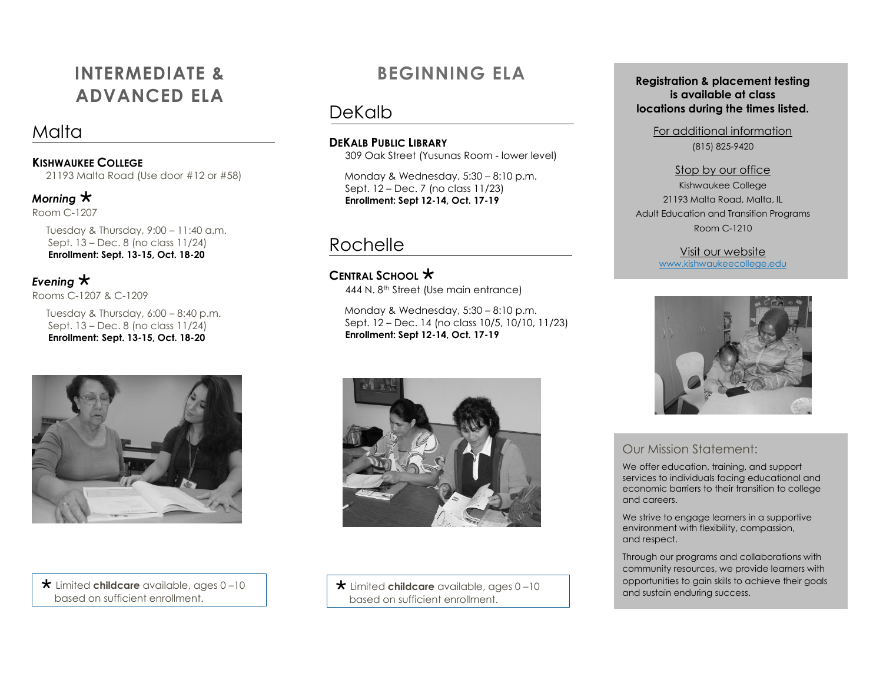# INTERMEDIATE & ADVANCED ELA

## Malta

**KISHWAUKEE COLLEGE**
21193 Malta Road (Use door #12 or #58)

### *Morning* *

Room C-1207

Tuesday & Thursday, 9:00 – 11:40 a.m.
Sept. 13 – Dec. 8 (no class 11/24)
**Enrollment: Sept. 13-15, Oct. 18-20**

### *Evening* *

Rooms C-1207 & C-1209

Tuesday & Thursday, 6:00 – 8:40 p.m.
Sept. 13 – Dec. 8 (no class 11/24)
**Enrollment: Sept. 13-15, Oct. 18-20**

* Limited **childcare** available, ages 0 –10 based on sufficient enrollment.

# BEGINNING ELA

## DeKalb

**DEKALB PUBLIC LIBRARY**
309 Oak Street (Yusunas Room - lower level)

Monday & Wednesday, 5:30 – 8:10 p.m.
Sept. 12 – Dec. 7 (no class 11/23)
**Enrollment: Sept 12-14, Oct. 17-19**

## Rochelle

**CENTRAL SCHOOL** *
444 N. 8th Street (Use main entrance)

Monday & Wednesday, 5:30 – 8:10 p.m.
Sept. 12 – Dec. 14 (no class 10/5, 10/10, 11/23)
**Enrollment: Sept 12-14, Oct. 17-19**

* Limited **childcare** available, ages 0 –10 based on sufficient enrollment.

**Registration & placement testing is available at class locations during the times listed.**

For additional information
(815) 825-9420

Stop by our office
Kishwaukee College
21193 Malta Road, Malta, IL
Adult Education and Transition Programs
Room C-1210

Visit our website
www.kishwaukeecollege.edu

## Our Mission Statement:

We offer education, training, and support services to individuals facing educational and economic barriers to their transition to college and careers.

We strive to engage learners in a supportive environment with flexibility, compassion, and respect.

Through our programs and collaborations with community resources, we provide learners with opportunities to gain skills to achieve their goals and sustain enduring success.